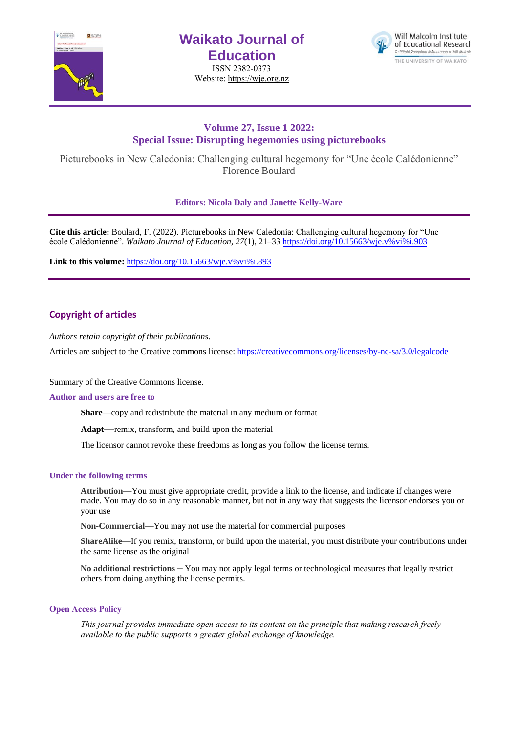# Waikato Journal of Education

ISSN 2382-0373

Website: https://wje.org.nz

Wilf Malcolm Institute of Educational Research
Te Pūtahi Rangahau Mātauranga o Wilf Malcolm
THE UNIVERSITY OF WAIKATO

## Volume 27, Issue 1 2022: Special Issue: Disrupting hegemonies using picturebooks

Picturebooks in New Caledonia: Challenging cultural hegemony for "Une école Calédonienne"

Florence Boulard

**Editors: Nicola Daly and Janette Kelly-Ware**

**Cite this article:** Boulard, F. (2022). Picturebooks in New Caledonia: Challenging cultural hegemony for "Une école Calédonienne". *Waikato Journal of Education*, *27*(1), 21–33 https://doi.org/10.15663/wje.v%vi%i.903

**Link to this volume:** https://doi.org/10.15663/wje.v%vi%i.893

## Copyright of articles

*Authors retain copyright of their publications.*

Articles are subject to the Creative commons license: https://creativecommons.org/licenses/by-nc-sa/3.0/legalcode

Summary of the Creative Commons license.

### Author and users are free to

**Share**—copy and redistribute the material in any medium or format

**Adapt**—remix, transform, and build upon the material

The licensor cannot revoke these freedoms as long as you follow the license terms.

### Under the following terms

**Attribution**—You must give appropriate credit, provide a link to the license, and indicate if changes were made. You may do so in any reasonable manner, but not in any way that suggests the licensor endorses you or your use

**Non-Commercial**—You may not use the material for commercial purposes

**ShareAlike**—If you remix, transform, or build upon the material, you must distribute your contributions under the same license as the original

**No additional restrictions** – You may not apply legal terms or technological measures that legally restrict others from doing anything the license permits.

### Open Access Policy

*This journal provides immediate open access to its content on the principle that making research freely available to the public supports a greater global exchange of knowledge.*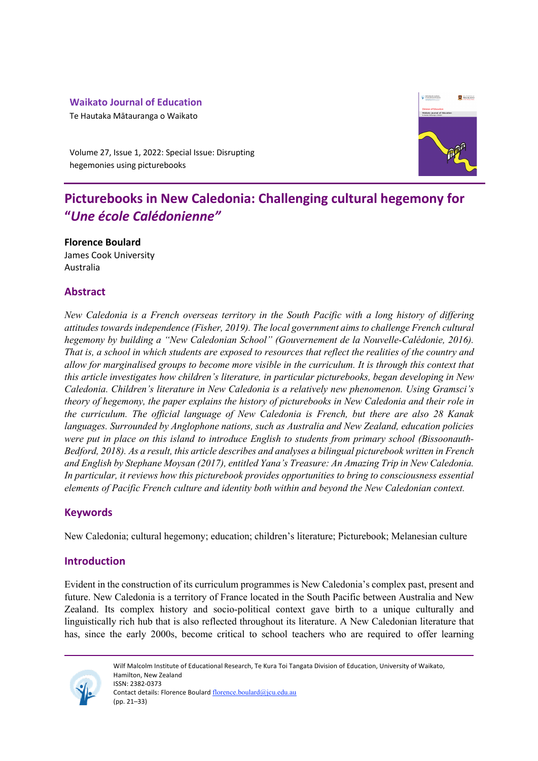**Waikato Journal of Education**

Te Hautaka Mātauranga o Waikato

Volume 27, Issue 1, 2022: Special Issue: Disrupting hegemonies using picturebooks

# Picturebooks in New Caledonia: Challenging cultural hegemony for "*Une école Calédonienne*"

**Florence Boulard**
James Cook University
Australia

## Abstract

*New Caledonia is a French overseas territory in the South Pacific with a long history of differing attitudes towards independence (Fisher, 2019). The local government aims to challenge French cultural hegemony by building a "New Caledonian School" (Gouvernement de la Nouvelle-Calédonie, 2016). That is, a school in which students are exposed to resources that reflect the realities of the country and allow for marginalised groups to become more visible in the curriculum. It is through this context that this article investigates how children's literature, in particular picturebooks, began developing in New Caledonia. Children's literature in New Caledonia is a relatively new phenomenon. Using Gramsci's theory of hegemony, the paper explains the history of picturebooks in New Caledonia and their role in the curriculum. The official language of New Caledonia is French, but there are also 28 Kanak languages. Surrounded by Anglophone nations, such as Australia and New Zealand, education policies were put in place on this island to introduce English to students from primary school (Bissoonauth-Bedford, 2018). As a result, this article describes and analyses a bilingual picturebook written in French and English by Stephane Moysan (2017), entitled Yana's Treasure: An Amazing Trip in New Caledonia. In particular, it reviews how this picturebook provides opportunities to bring to consciousness essential elements of Pacific French culture and identity both within and beyond the New Caledonian context.*

## Keywords

New Caledonia; cultural hegemony; education; children's literature; Picturebook; Melanesian culture

## Introduction

Evident in the construction of its curriculum programmes is New Caledonia's complex past, present and future. New Caledonia is a territory of France located in the South Pacific between Australia and New Zealand. Its complex history and socio-political context gave birth to a unique culturally and linguistically rich hub that is also reflected throughout its literature. A New Caledonian literature that has, since the early 2000s, become critical to school teachers who are required to offer learning

Wilf Malcolm Institute of Educational Research, Te Kura Toi Tangata Division of Education, University of Waikato, Hamilton, New Zealand
ISSN: 2382-0373
Contact details: Florence Boulard florence.boulard@jcu.edu.au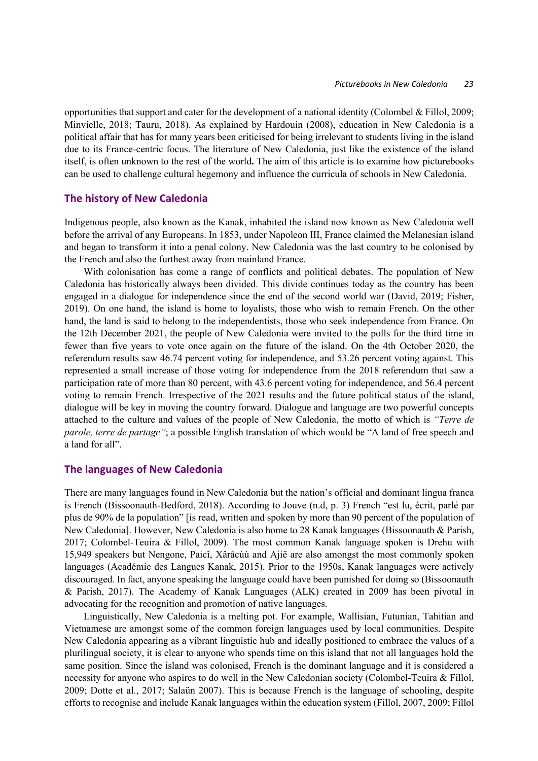opportunities that support and cater for the development of a national identity (Colombel & Fillol, 2009; Minvielle, 2018; Tauru, 2018). As explained by Hardouin (2008), education in New Caledonia is a political affair that has for many years been criticised for being irrelevant to students living in the island due to its France-centric focus. The literature of New Caledonia, just like the existence of the island itself, is often unknown to the rest of the world**.** The aim of this article is to examine how picturebooks can be used to challenge cultural hegemony and influence the curricula of schools in New Caledonia.

## The history of New Caledonia

Indigenous people, also known as the Kanak, inhabited the island now known as New Caledonia well before the arrival of any Europeans. In 1853, under Napoleon III, France claimed the Melanesian island and began to transform it into a penal colony. New Caledonia was the last country to be colonised by the French and also the furthest away from mainland France.

With colonisation has come a range of conflicts and political debates. The population of New Caledonia has historically always been divided. This divide continues today as the country has been engaged in a dialogue for independence since the end of the second world war (David, 2019; Fisher, 2019). On one hand, the island is home to loyalists, those who wish to remain French. On the other hand, the land is said to belong to the independentists, those who seek independence from France. On the 12th December 2021, the people of New Caledonia were invited to the polls for the third time in fewer than five years to vote once again on the future of the island. On the 4th October 2020, the referendum results saw 46.74 percent voting for independence, and 53.26 percent voting against. This represented a small increase of those voting for independence from the 2018 referendum that saw a participation rate of more than 80 percent, with 43.6 percent voting for independence, and 56.4 percent voting to remain French. Irrespective of the 2021 results and the future political status of the island, dialogue will be key in moving the country forward. Dialogue and language are two powerful concepts attached to the culture and values of the people of New Caledonia, the motto of which is *"Terre de parole, terre de partage"*; a possible English translation of which would be "A land of free speech and a land for all".

## The languages of New Caledonia

There are many languages found in New Caledonia but the nation's official and dominant lingua franca is French (Bissoonauth-Bedford, 2018). According to Jouve (n.d, p. 3) French "est lu, écrit, parlé par plus de 90% de la population" [is read, written and spoken by more than 90 percent of the population of New Caledonia]. However, New Caledonia is also home to 28 Kanak languages (Bissoonauth & Parish, 2017; Colombel-Teuira & Fillol, 2009). The most common Kanak language spoken is Drehu with 15,949 speakers but Nengone, Paicî, Xârâcùù and Ajië are also amongst the most commonly spoken languages (Académie des Langues Kanak, 2015). Prior to the 1950s, Kanak languages were actively discouraged. In fact, anyone speaking the language could have been punished for doing so (Bissoonauth & Parish, 2017). The Academy of Kanak Languages (ALK) created in 2009 has been pivotal in advocating for the recognition and promotion of native languages.

Linguistically, New Caledonia is a melting pot. For example, Wallisian, Futunian, Tahitian and Vietnamese are amongst some of the common foreign languages used by local communities. Despite New Caledonia appearing as a vibrant linguistic hub and ideally positioned to embrace the values of a plurilingual society, it is clear to anyone who spends time on this island that not all languages hold the same position. Since the island was colonised, French is the dominant language and it is considered a necessity for anyone who aspires to do well in the New Caledonian society (Colombel-Teuira & Fillol, 2009; Dotte et al., 2017; Salaün 2007). This is because French is the language of schooling, despite efforts to recognise and include Kanak languages within the education system (Fillol, 2007, 2009; Fillol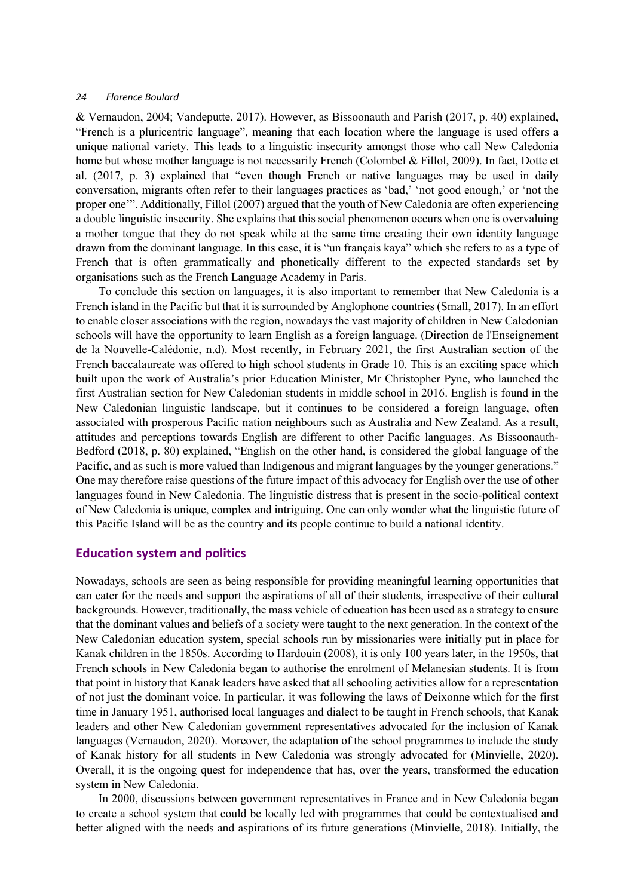& Vernaudon, 2004; Vandeputte, 2017). However, as Bissoonauth and Parish (2017, p. 40) explained, "French is a pluricentric language", meaning that each location where the language is used offers a unique national variety. This leads to a linguistic insecurity amongst those who call New Caledonia home but whose mother language is not necessarily French (Colombel & Fillol, 2009). In fact, Dotte et al. (2017, p. 3) explained that "even though French or native languages may be used in daily conversation, migrants often refer to their languages practices as 'bad,' 'not good enough,' or 'not the proper one'". Additionally, Fillol (2007) argued that the youth of New Caledonia are often experiencing a double linguistic insecurity. She explains that this social phenomenon occurs when one is overvaluing a mother tongue that they do not speak while at the same time creating their own identity language drawn from the dominant language. In this case, it is "un français kaya" which she refers to as a type of French that is often grammatically and phonetically different to the expected standards set by organisations such as the French Language Academy in Paris.

To conclude this section on languages, it is also important to remember that New Caledonia is a French island in the Pacific but that it is surrounded by Anglophone countries (Small, 2017). In an effort to enable closer associations with the region, nowadays the vast majority of children in New Caledonian schools will have the opportunity to learn English as a foreign language. (Direction de l'Enseignement de la Nouvelle-Calédonie, n.d). Most recently, in February 2021, the first Australian section of the French baccalaureate was offered to high school students in Grade 10. This is an exciting space which built upon the work of Australia's prior Education Minister, Mr Christopher Pyne, who launched the first Australian section for New Caledonian students in middle school in 2016. English is found in the New Caledonian linguistic landscape, but it continues to be considered a foreign language, often associated with prosperous Pacific nation neighbours such as Australia and New Zealand. As a result, attitudes and perceptions towards English are different to other Pacific languages. As Bissoonauth-Bedford (2018, p. 80) explained, "English on the other hand, is considered the global language of the Pacific, and as such is more valued than Indigenous and migrant languages by the younger generations." One may therefore raise questions of the future impact of this advocacy for English over the use of other languages found in New Caledonia. The linguistic distress that is present in the socio-political context of New Caledonia is unique, complex and intriguing. One can only wonder what the linguistic future of this Pacific Island will be as the country and its people continue to build a national identity.

## Education system and politics

Nowadays, schools are seen as being responsible for providing meaningful learning opportunities that can cater for the needs and support the aspirations of all of their students, irrespective of their cultural backgrounds. However, traditionally, the mass vehicle of education has been used as a strategy to ensure that the dominant values and beliefs of a society were taught to the next generation. In the context of the New Caledonian education system, special schools run by missionaries were initially put in place for Kanak children in the 1850s. According to Hardouin (2008), it is only 100 years later, in the 1950s, that French schools in New Caledonia began to authorise the enrolment of Melanesian students. It is from that point in history that Kanak leaders have asked that all schooling activities allow for a representation of not just the dominant voice. In particular, it was following the laws of Deixonne which for the first time in January 1951, authorised local languages and dialect to be taught in French schools, that Kanak leaders and other New Caledonian government representatives advocated for the inclusion of Kanak languages (Vernaudon, 2020). Moreover, the adaptation of the school programmes to include the study of Kanak history for all students in New Caledonia was strongly advocated for (Minvielle, 2020). Overall, it is the ongoing quest for independence that has, over the years, transformed the education system in New Caledonia.

In 2000, discussions between government representatives in France and in New Caledonia began to create a school system that could be locally led with programmes that could be contextualised and better aligned with the needs and aspirations of its future generations (Minvielle, 2018). Initially, the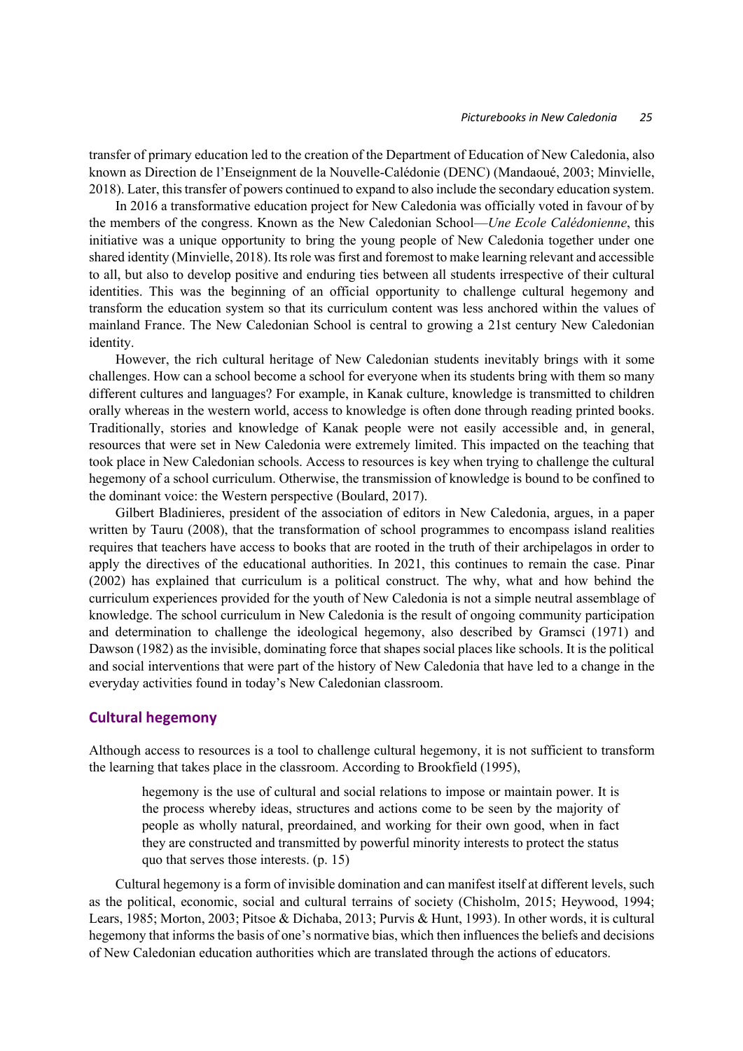transfer of primary education led to the creation of the Department of Education of New Caledonia, also known as Direction de l'Enseignment de la Nouvelle-Calédonie (DENC) (Mandaoué, 2003; Minvielle, 2018). Later, this transfer of powers continued to expand to also include the secondary education system.

In 2016 a transformative education project for New Caledonia was officially voted in favour of by the members of the congress. Known as the New Caledonian School—*Une Ecole Calédonienne*, this initiative was a unique opportunity to bring the young people of New Caledonia together under one shared identity (Minvielle, 2018). Its role was first and foremost to make learning relevant and accessible to all, but also to develop positive and enduring ties between all students irrespective of their cultural identities. This was the beginning of an official opportunity to challenge cultural hegemony and transform the education system so that its curriculum content was less anchored within the values of mainland France. The New Caledonian School is central to growing a 21st century New Caledonian identity.

However, the rich cultural heritage of New Caledonian students inevitably brings with it some challenges. How can a school become a school for everyone when its students bring with them so many different cultures and languages? For example, in Kanak culture, knowledge is transmitted to children orally whereas in the western world, access to knowledge is often done through reading printed books. Traditionally, stories and knowledge of Kanak people were not easily accessible and, in general, resources that were set in New Caledonia were extremely limited. This impacted on the teaching that took place in New Caledonian schools. Access to resources is key when trying to challenge the cultural hegemony of a school curriculum. Otherwise, the transmission of knowledge is bound to be confined to the dominant voice: the Western perspective (Boulard, 2017).

Gilbert Bladinieres, president of the association of editors in New Caledonia, argues, in a paper written by Tauru (2008), that the transformation of school programmes to encompass island realities requires that teachers have access to books that are rooted in the truth of their archipelagos in order to apply the directives of the educational authorities. In 2021, this continues to remain the case. Pinar (2002) has explained that curriculum is a political construct. The why, what and how behind the curriculum experiences provided for the youth of New Caledonia is not a simple neutral assemblage of knowledge. The school curriculum in New Caledonia is the result of ongoing community participation and determination to challenge the ideological hegemony, also described by Gramsci (1971) and Dawson (1982) as the invisible, dominating force that shapes social places like schools. It is the political and social interventions that were part of the history of New Caledonia that have led to a change in the everyday activities found in today's New Caledonian classroom.

## Cultural hegemony

Although access to resources is a tool to challenge cultural hegemony, it is not sufficient to transform the learning that takes place in the classroom. According to Brookfield (1995),

> hegemony is the use of cultural and social relations to impose or maintain power. It is the process whereby ideas, structures and actions come to be seen by the majority of people as wholly natural, preordained, and working for their own good, when in fact they are constructed and transmitted by powerful minority interests to protect the status quo that serves those interests. (p. 15)

Cultural hegemony is a form of invisible domination and can manifest itself at different levels, such as the political, economic, social and cultural terrains of society (Chisholm, 2015; Heywood, 1994; Lears, 1985; Morton, 2003; Pitsoe & Dichaba, 2013; Purvis & Hunt, 1993). In other words, it is cultural hegemony that informs the basis of one's normative bias, which then influences the beliefs and decisions of New Caledonian education authorities which are translated through the actions of educators.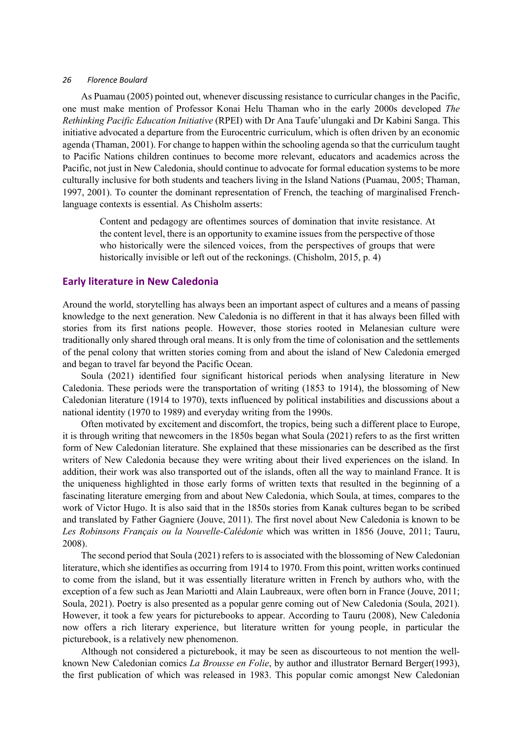As Puamau (2005) pointed out, whenever discussing resistance to curricular changes in the Pacific, one must make mention of Professor Konai Helu Thaman who in the early 2000s developed *The Rethinking Pacific Education Initiative* (RPEI) with Dr Ana Taufe'ulungaki and Dr Kabini Sanga. This initiative advocated a departure from the Eurocentric curriculum, which is often driven by an economic agenda (Thaman, 2001). For change to happen within the schooling agenda so that the curriculum taught to Pacific Nations children continues to become more relevant, educators and academics across the Pacific, not just in New Caledonia, should continue to advocate for formal education systems to be more culturally inclusive for both students and teachers living in the Island Nations (Puamau, 2005; Thaman, 1997, 2001). To counter the dominant representation of French, the teaching of marginalised French-language contexts is essential. As Chisholm asserts:

> Content and pedagogy are oftentimes sources of domination that invite resistance. At the content level, there is an opportunity to examine issues from the perspective of those who historically were the silenced voices, from the perspectives of groups that were historically invisible or left out of the reckonings. (Chisholm, 2015, p. 4)

## Early literature in New Caledonia

Around the world, storytelling has always been an important aspect of cultures and a means of passing knowledge to the next generation. New Caledonia is no different in that it has always been filled with stories from its first nations people. However, those stories rooted in Melanesian culture were traditionally only shared through oral means. It is only from the time of colonisation and the settlements of the penal colony that written stories coming from and about the island of New Caledonia emerged and began to travel far beyond the Pacific Ocean.

Soula (2021) identified four significant historical periods when analysing literature in New Caledonia. These periods were the transportation of writing (1853 to 1914), the blossoming of New Caledonian literature (1914 to 1970), texts influenced by political instabilities and discussions about a national identity (1970 to 1989) and everyday writing from the 1990s.

Often motivated by excitement and discomfort, the tropics, being such a different place to Europe, it is through writing that newcomers in the 1850s began what Soula (2021) refers to as the first written form of New Caledonian literature. She explained that these missionaries can be described as the first writers of New Caledonia because they were writing about their lived experiences on the island. In addition, their work was also transported out of the islands, often all the way to mainland France. It is the uniqueness highlighted in those early forms of written texts that resulted in the beginning of a fascinating literature emerging from and about New Caledonia, which Soula, at times, compares to the work of Victor Hugo. It is also said that in the 1850s stories from Kanak cultures began to be scribed and translated by Father Gagniere (Jouve, 2011). The first novel about New Caledonia is known to be *Les Robinsons Français ou la Nouvelle-Calédonie* which was written in 1856 (Jouve, 2011; Tauru, 2008).

The second period that Soula (2021) refers to is associated with the blossoming of New Caledonian literature, which she identifies as occurring from 1914 to 1970. From this point, written works continued to come from the island, but it was essentially literature written in French by authors who, with the exception of a few such as Jean Mariotti and Alain Laubreaux, were often born in France (Jouve, 2011; Soula, 2021). Poetry is also presented as a popular genre coming out of New Caledonia (Soula, 2021). However, it took a few years for picturebooks to appear. According to Tauru (2008), New Caledonia now offers a rich literary experience, but literature written for young people, in particular the picturebook, is a relatively new phenomenon.

Although not considered a picturebook, it may be seen as discourteous to not mention the well-known New Caledonian comics *La Brousse en Folie*, by author and illustrator Bernard Berger(1993), the first publication of which was released in 1983. This popular comic amongst New Caledonian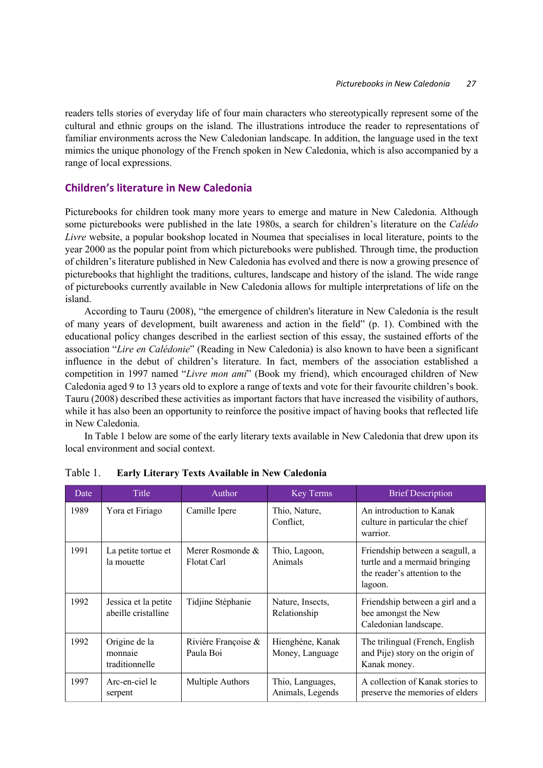readers tells stories of everyday life of four main characters who stereotypically represent some of the cultural and ethnic groups on the island. The illustrations introduce the reader to representations of familiar environments across the New Caledonian landscape. In addition, the language used in the text mimics the unique phonology of the French spoken in New Caledonia, which is also accompanied by a range of local expressions.

## Children's literature in New Caledonia

Picturebooks for children took many more years to emerge and mature in New Caledonia. Although some picturebooks were published in the late 1980s, a search for children's literature on the *Calédo Livre* website, a popular bookshop located in Noumea that specialises in local literature, points to the year 2000 as the popular point from which picturebooks were published. Through time, the production of children's literature published in New Caledonia has evolved and there is now a growing presence of picturebooks that highlight the traditions, cultures, landscape and history of the island. The wide range of picturebooks currently available in New Caledonia allows for multiple interpretations of life on the island.

According to Tauru (2008), "the emergence of children's literature in New Caledonia is the result of many years of development, built awareness and action in the field" (p. 1). Combined with the educational policy changes described in the earliest section of this essay, the sustained efforts of the association "*Lire en Calédonie*" (Reading in New Caledonia) is also known to have been a significant influence in the debut of children's literature. In fact, members of the association established a competition in 1997 named "*Livre mon ami*" (Book my friend), which encouraged children of New Caledonia aged 9 to 13 years old to explore a range of texts and vote for their favourite children's book. Tauru (2008) described these activities as important factors that have increased the visibility of authors, while it has also been an opportunity to reinforce the positive impact of having books that reflected life in New Caledonia.

In Table 1 below are some of the early literary texts available in New Caledonia that drew upon its local environment and social context.

Table 1. **Early Literary Texts Available in New Caledonia**

| Date | Title | Author | Key Terms | Brief Description |
|---|---|---|---|---|
| 1989 | Yora et Firiago | Camille Ipere | Thio, Nature, Conflict, | An introduction to Kanak culture in particular the chief warrior. |
| 1991 | La petite tortue et la mouette | Merer Rosmonde & Flotat Carl | Thio, Lagoon, Animals | Friendship between a seagull, a turtle and a mermaid bringing the reader's attention to the lagoon. |
| 1992 | Jessica et la petite abeille cristalline | Tidjine Stéphanie | Nature, Insects, Relationship | Friendship between a girl and a bee amongst the New Caledonian landscape. |
| 1992 | Origine de la monnaie traditionnelle | Rivière Françoise & Paula Boi | Hienghène, Kanak Money, Language | The trilingual (French, English and Pije) story on the origin of Kanak money. |
| 1997 | Arc-en-ciel le serpent | Multiple Authors | Thio, Languages, Animals, Legends | A collection of Kanak stories to preserve the memories of elders |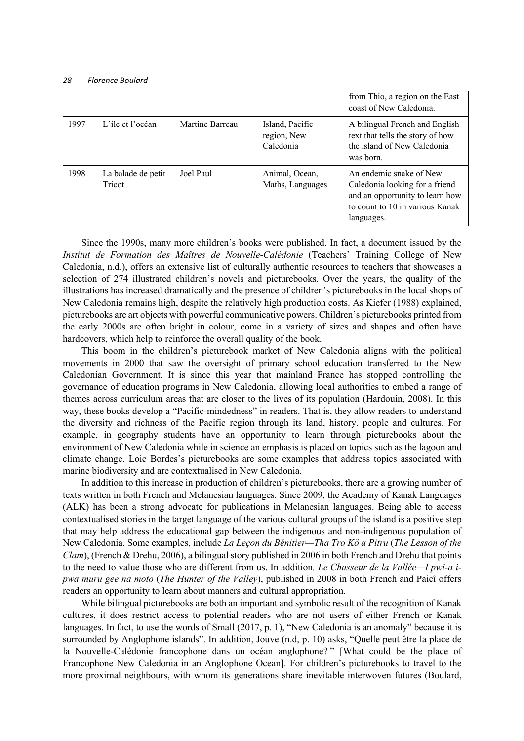|  |  |  |  | from Thio, a region on the East coast of New Caledonia. |
| --- | --- | --- | --- | --- |
| 1997 | L'ile et l'océan | Martine Barreau | Island, Pacific region, New Caledonia | A bilingual French and English text that tells the story of how the island of New Caledonia was born. |
| 1998 | La balade de petit Tricot | Joel Paul | Animal, Ocean, Maths, Languages | An endemic snake of New Caledonia looking for a friend and an opportunity to learn how to count to 10 in various Kanak languages. |

Since the 1990s, many more children's books were published. In fact, a document issued by the *Institut de Formation des Maîtres de Nouvelle-Calédonie* (Teachers' Training College of New Caledonia, n.d.), offers an extensive list of culturally authentic resources to teachers that showcases a selection of 274 illustrated children's novels and picturebooks. Over the years, the quality of the illustrations has increased dramatically and the presence of children's picturebooks in the local shops of New Caledonia remains high, despite the relatively high production costs. As Kiefer (1988) explained, picturebooks are art objects with powerful communicative powers. Children's picturebooks printed from the early 2000s are often bright in colour, come in a variety of sizes and shapes and often have hardcovers, which help to reinforce the overall quality of the book.

This boom in the children's picturebook market of New Caledonia aligns with the political movements in 2000 that saw the oversight of primary school education transferred to the New Caledonian Government. It is since this year that mainland France has stopped controlling the governance of education programs in New Caledonia, allowing local authorities to embed a range of themes across curriculum areas that are closer to the lives of its population (Hardouin, 2008). In this way, these books develop a "Pacific-mindedness" in readers. That is, they allow readers to understand the diversity and richness of the Pacific region through its land, history, people and cultures. For example, in geography students have an opportunity to learn through picturebooks about the environment of New Caledonia while in science an emphasis is placed on topics such as the lagoon and climate change. Loic Bordes's picturebooks are some examples that address topics associated with marine biodiversity and are contextualised in New Caledonia.

In addition to this increase in production of children's picturebooks, there are a growing number of texts written in both French and Melanesian languages. Since 2009, the Academy of Kanak Languages (ALK) has been a strong advocate for publications in Melanesian languages. Being able to access contextualised stories in the target language of the various cultural groups of the island is a positive step that may help address the educational gap between the indigenous and non-indigenous population of New Caledonia. Some examples, include *La Leçon du Bénitier—Tha Tro Kö a Pitru* (*The Lesson of the Clam*), (French & Drehu, 2006), a bilingual story published in 2006 in both French and Drehu that points to the need to value those who are different from us. In addition*, Le Chasseur de la Vallée—I pwi-a i-pwa muru gee na moto* (*The Hunter of the Valley*), published in 2008 in both French and Paicî offers readers an opportunity to learn about manners and cultural appropriation.

While bilingual picturebooks are both an important and symbolic result of the recognition of Kanak cultures, it does restrict access to potential readers who are not users of either French or Kanak languages. In fact, to use the words of Small (2017, p. 1), "New Caledonia is an anomaly" because it is surrounded by Anglophone islands". In addition, Jouve (n.d, p. 10) asks, "Quelle peut être la place de la Nouvelle-Calédonie francophone dans un océan anglophone? " [What could be the place of Francophone New Caledonia in an Anglophone Ocean]. For children's picturebooks to travel to the more proximal neighbours, with whom its generations share inevitable interwoven futures (Boulard,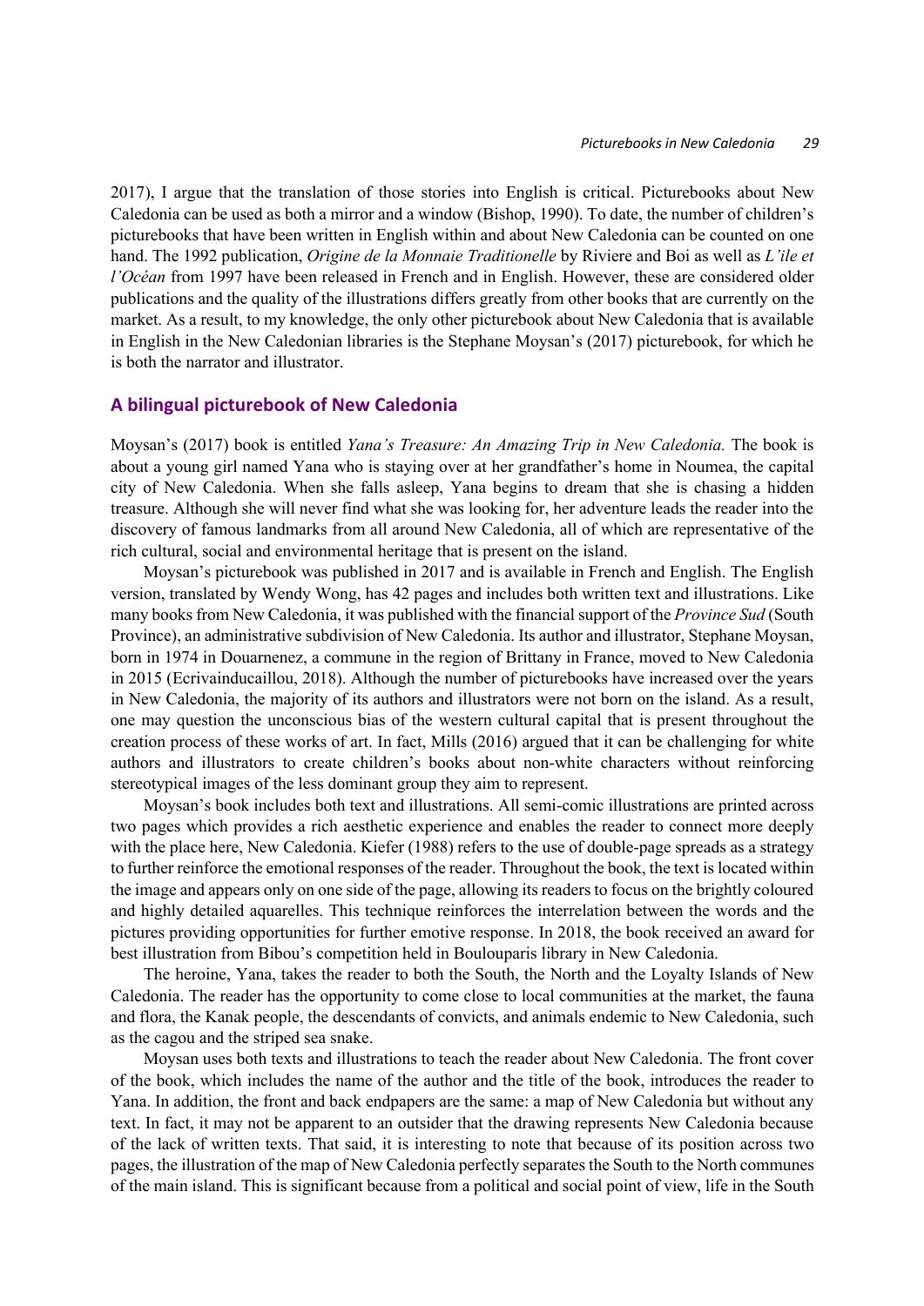2017), I argue that the translation of those stories into English is critical. Picturebooks about New Caledonia can be used as both a mirror and a window (Bishop, 1990). To date, the number of children's picturebooks that have been written in English within and about New Caledonia can be counted on one hand. The 1992 publication, *Origine de la Monnaie Traditionelle* by Riviere and Boi as well as *L'ile et l'Océan* from 1997 have been released in French and in English. However, these are considered older publications and the quality of the illustrations differs greatly from other books that are currently on the market. As a result, to my knowledge, the only other picturebook about New Caledonia that is available in English in the New Caledonian libraries is the Stephane Moysan's (2017) picturebook, for which he is both the narrator and illustrator.

## A bilingual picturebook of New Caledonia

Moysan's (2017) book is entitled *Yana's Treasure: An Amazing Trip in New Caledonia.* The book is about a young girl named Yana who is staying over at her grandfather's home in Noumea, the capital city of New Caledonia. When she falls asleep, Yana begins to dream that she is chasing a hidden treasure. Although she will never find what she was looking for, her adventure leads the reader into the discovery of famous landmarks from all around New Caledonia, all of which are representative of the rich cultural, social and environmental heritage that is present on the island.

Moysan's picturebook was published in 2017 and is available in French and English. The English version, translated by Wendy Wong, has 42 pages and includes both written text and illustrations. Like many books from New Caledonia, it was published with the financial support of the *Province Sud* (South Province), an administrative subdivision of New Caledonia. Its author and illustrator, Stephane Moysan, born in 1974 in Douarnenez, a commune in the region of Brittany in France, moved to New Caledonia in 2015 (Ecrivainducaillou, 2018). Although the number of picturebooks have increased over the years in New Caledonia, the majority of its authors and illustrators were not born on the island. As a result, one may question the unconscious bias of the western cultural capital that is present throughout the creation process of these works of art. In fact, Mills (2016) argued that it can be challenging for white authors and illustrators to create children's books about non-white characters without reinforcing stereotypical images of the less dominant group they aim to represent.

Moysan's book includes both text and illustrations. All semi-comic illustrations are printed across two pages which provides a rich aesthetic experience and enables the reader to connect more deeply with the place here, New Caledonia. Kiefer (1988) refers to the use of double-page spreads as a strategy to further reinforce the emotional responses of the reader. Throughout the book, the text is located within the image and appears only on one side of the page, allowing its readers to focus on the brightly coloured and highly detailed aquarelles. This technique reinforces the interrelation between the words and the pictures providing opportunities for further emotive response. In 2018, the book received an award for best illustration from Bibou's competition held in Boulouparis library in New Caledonia.

The heroine, Yana, takes the reader to both the South, the North and the Loyalty Islands of New Caledonia. The reader has the opportunity to come close to local communities at the market, the fauna and flora, the Kanak people, the descendants of convicts, and animals endemic to New Caledonia, such as the cagou and the striped sea snake.

Moysan uses both texts and illustrations to teach the reader about New Caledonia. The front cover of the book, which includes the name of the author and the title of the book, introduces the reader to Yana. In addition, the front and back endpapers are the same: a map of New Caledonia but without any text. In fact, it may not be apparent to an outsider that the drawing represents New Caledonia because of the lack of written texts. That said, it is interesting to note that because of its position across two pages, the illustration of the map of New Caledonia perfectly separates the South to the North communes of the main island. This is significant because from a political and social point of view, life in the South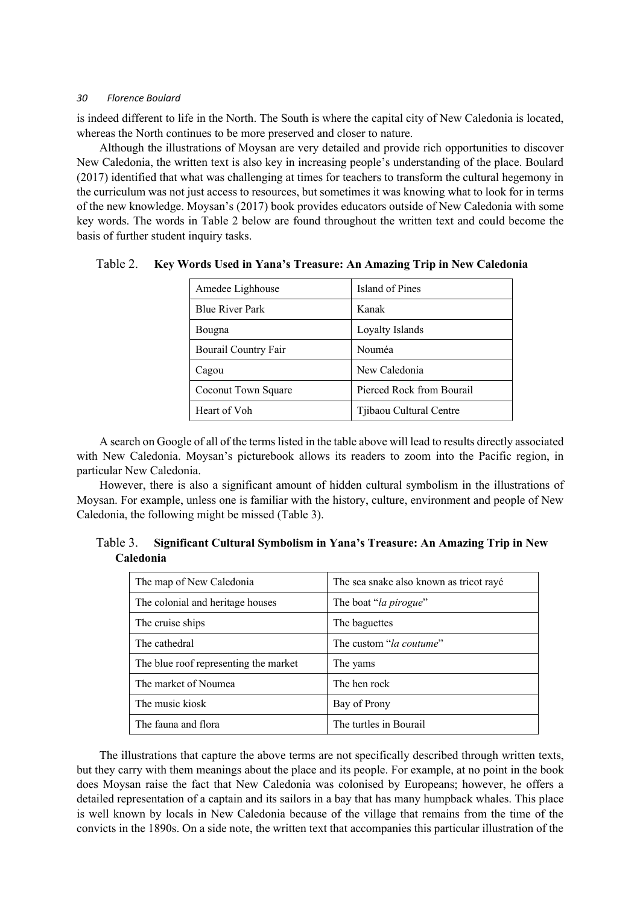is indeed different to life in the North. The South is where the capital city of New Caledonia is located, whereas the North continues to be more preserved and closer to nature.

Although the illustrations of Moysan are very detailed and provide rich opportunities to discover New Caledonia, the written text is also key in increasing people's understanding of the place. Boulard (2017) identified that what was challenging at times for teachers to transform the cultural hegemony in the curriculum was not just access to resources, but sometimes it was knowing what to look for in terms of the new knowledge. Moysan's (2017) book provides educators outside of New Caledonia with some key words. The words in Table 2 below are found throughout the written text and could become the basis of further student inquiry tasks.

Table 2. **Key Words Used in Yana's Treasure: An Amazing Trip in New Caledonia**

| | |
|---|---|
| Amedee Lighhouse | Island of Pines |
| Blue River Park | Kanak |
| Bougna | Loyalty Islands |
| Bourail Country Fair | Nouméa |
| Cagou | New Caledonia |
| Coconut Town Square | Pierced Rock from Bourail |
| Heart of Voh | Tjibaou Cultural Centre |

A search on Google of all of the terms listed in the table above will lead to results directly associated with New Caledonia. Moysan's picturebook allows its readers to zoom into the Pacific region, in particular New Caledonia.

However, there is also a significant amount of hidden cultural symbolism in the illustrations of Moysan. For example, unless one is familiar with the history, culture, environment and people of New Caledonia, the following might be missed (Table 3).

Table 3. **Significant Cultural Symbolism in Yana's Treasure: An Amazing Trip in New Caledonia**

| | |
|---|---|
| The map of New Caledonia | The sea snake also known as tricot rayé |
| The colonial and heritage houses | The boat "*la pirogue*" |
| The cruise ships | The baguettes |
| The cathedral | The custom "*la coutume*" |
| The blue roof representing the market | The yams |
| The market of Noumea | The hen rock |
| The music kiosk | Bay of Prony |
| The fauna and flora | The turtles in Bourail |

The illustrations that capture the above terms are not specifically described through written texts, but they carry with them meanings about the place and its people. For example, at no point in the book does Moysan raise the fact that New Caledonia was colonised by Europeans; however, he offers a detailed representation of a captain and its sailors in a bay that has many humpback whales. This place is well known by locals in New Caledonia because of the village that remains from the time of the convicts in the 1890s. On a side note, the written text that accompanies this particular illustration of the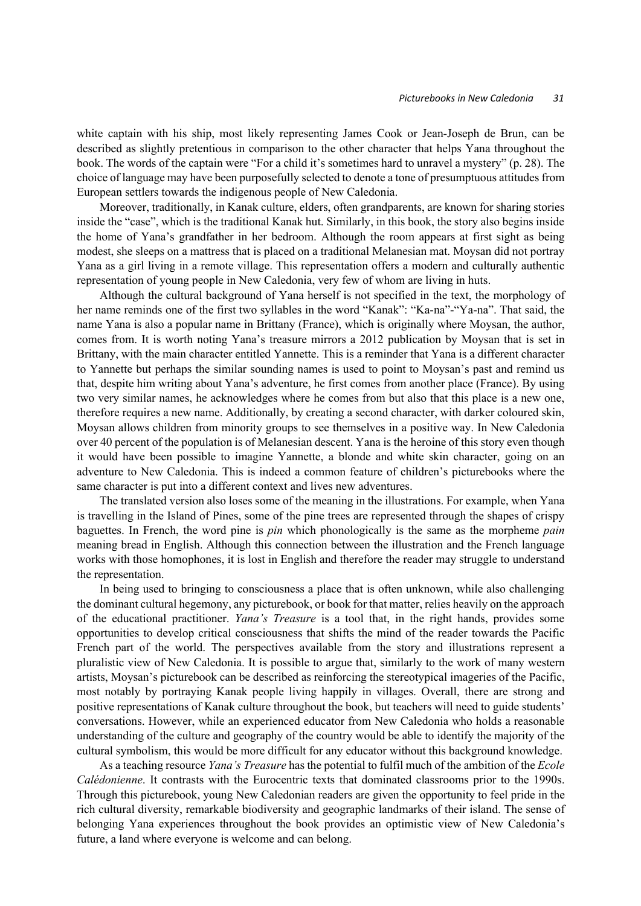white captain with his ship, most likely representing James Cook or Jean-Joseph de Brun, can be described as slightly pretentious in comparison to the other character that helps Yana throughout the book. The words of the captain were “For a child it’s sometimes hard to unravel a mystery” (p. 28). The choice of language may have been purposefully selected to denote a tone of presumptuous attitudes from European settlers towards the indigenous people of New Caledonia.

Moreover, traditionally, in Kanak culture, elders, often grandparents, are known for sharing stories inside the “case”, which is the traditional Kanak hut. Similarly, in this book, the story also begins inside the home of Yana’s grandfather in her bedroom. Although the room appears at first sight as being modest, she sleeps on a mattress that is placed on a traditional Melanesian mat. Moysan did not portray Yana as a girl living in a remote village. This representation offers a modern and culturally authentic representation of young people in New Caledonia, very few of whom are living in huts.

Although the cultural background of Yana herself is not specified in the text, the morphology of her name reminds one of the first two syllables in the word “Kanak”: “Ka-na”-“Ya-na”. That said, the name Yana is also a popular name in Brittany (France), which is originally where Moysan, the author, comes from. It is worth noting Yana’s treasure mirrors a 2012 publication by Moysan that is set in Brittany, with the main character entitled Yannette. This is a reminder that Yana is a different character to Yannette but perhaps the similar sounding names is used to point to Moysan’s past and remind us that, despite him writing about Yana’s adventure, he first comes from another place (France). By using two very similar names, he acknowledges where he comes from but also that this place is a new one, therefore requires a new name. Additionally, by creating a second character, with darker coloured skin, Moysan allows children from minority groups to see themselves in a positive way. In New Caledonia over 40 percent of the population is of Melanesian descent. Yana is the heroine of this story even though it would have been possible to imagine Yannette, a blonde and white skin character, going on an adventure to New Caledonia. This is indeed a common feature of children’s picturebooks where the same character is put into a different context and lives new adventures.

The translated version also loses some of the meaning in the illustrations. For example, when Yana is travelling in the Island of Pines, some of the pine trees are represented through the shapes of crispy baguettes. In French, the word pine is *pin* which phonologically is the same as the morpheme *pain* meaning bread in English. Although this connection between the illustration and the French language works with those homophones, it is lost in English and therefore the reader may struggle to understand the representation.

In being used to bringing to consciousness a place that is often unknown, while also challenging the dominant cultural hegemony, any picturebook, or book for that matter, relies heavily on the approach of the educational practitioner. *Yana’s Treasure* is a tool that, in the right hands, provides some opportunities to develop critical consciousness that shifts the mind of the reader towards the Pacific French part of the world. The perspectives available from the story and illustrations represent a pluralistic view of New Caledonia. It is possible to argue that, similarly to the work of many western artists, Moysan’s picturebook can be described as reinforcing the stereotypical imageries of the Pacific, most notably by portraying Kanak people living happily in villages. Overall, there are strong and positive representations of Kanak culture throughout the book, but teachers will need to guide students’ conversations. However, while an experienced educator from New Caledonia who holds a reasonable understanding of the culture and geography of the country would be able to identify the majority of the cultural symbolism, this would be more difficult for any educator without this background knowledge.

As a teaching resource *Yana’s Treasure* has the potential to fulfil much of the ambition of the *Ecole Calédonienne*. It contrasts with the Eurocentric texts that dominated classrooms prior to the 1990s. Through this picturebook, young New Caledonian readers are given the opportunity to feel pride in the rich cultural diversity, remarkable biodiversity and geographic landmarks of their island. The sense of belonging Yana experiences throughout the book provides an optimistic view of New Caledonia’s future, a land where everyone is welcome and can belong.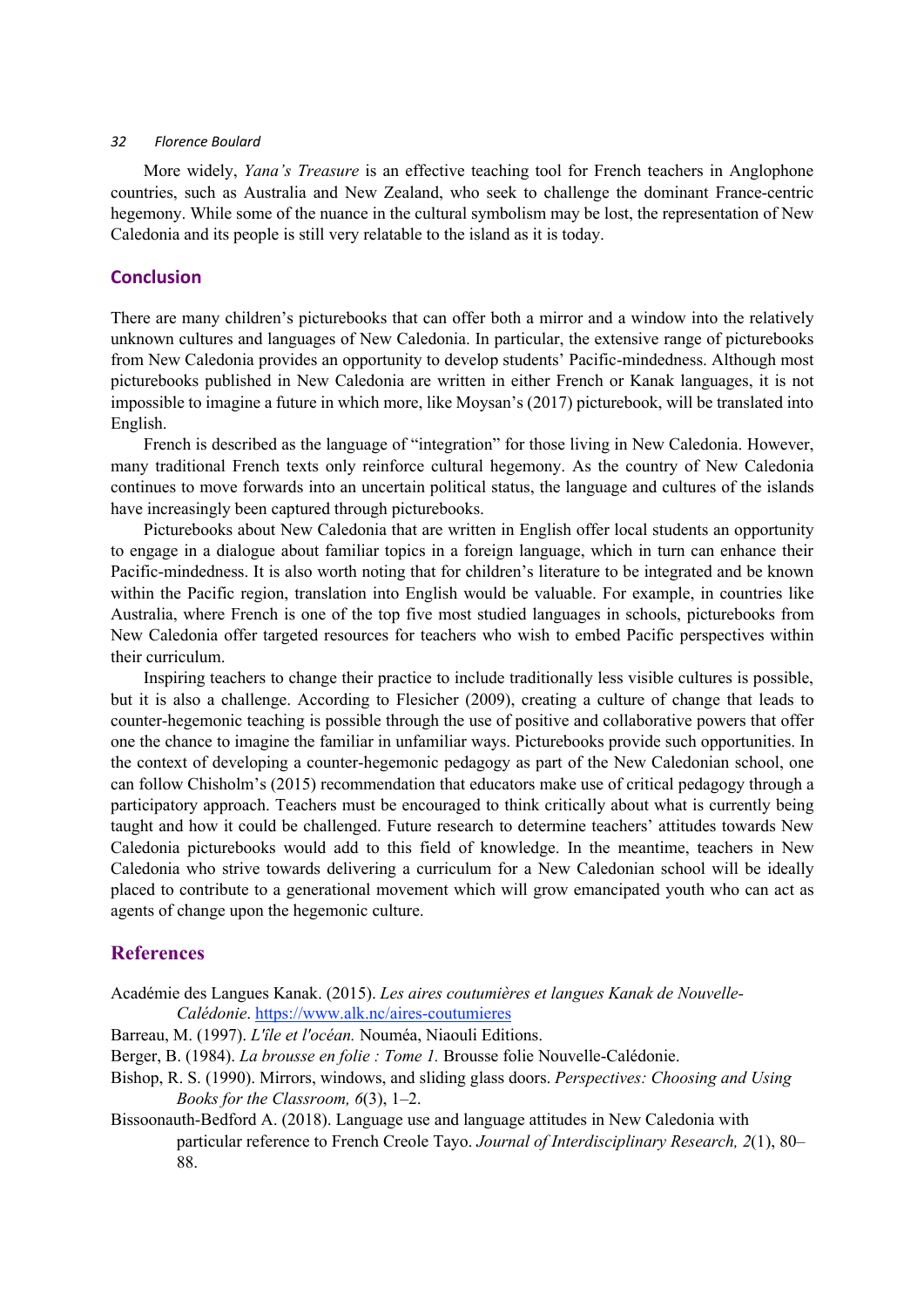More widely, *Yana's Treasure* is an effective teaching tool for French teachers in Anglophone countries, such as Australia and New Zealand, who seek to challenge the dominant France-centric hegemony. While some of the nuance in the cultural symbolism may be lost, the representation of New Caledonia and its people is still very relatable to the island as it is today.

## Conclusion

There are many children's picturebooks that can offer both a mirror and a window into the relatively unknown cultures and languages of New Caledonia. In particular, the extensive range of picturebooks from New Caledonia provides an opportunity to develop students' Pacific-mindedness. Although most picturebooks published in New Caledonia are written in either French or Kanak languages, it is not impossible to imagine a future in which more, like Moysan's (2017) picturebook, will be translated into English.

French is described as the language of "integration" for those living in New Caledonia. However, many traditional French texts only reinforce cultural hegemony. As the country of New Caledonia continues to move forwards into an uncertain political status, the language and cultures of the islands have increasingly been captured through picturebooks.

Picturebooks about New Caledonia that are written in English offer local students an opportunity to engage in a dialogue about familiar topics in a foreign language, which in turn can enhance their Pacific-mindedness. It is also worth noting that for children's literature to be integrated and be known within the Pacific region, translation into English would be valuable. For example, in countries like Australia, where French is one of the top five most studied languages in schools, picturebooks from New Caledonia offer targeted resources for teachers who wish to embed Pacific perspectives within their curriculum.

Inspiring teachers to change their practice to include traditionally less visible cultures is possible, but it is also a challenge. According to Flesicher (2009), creating a culture of change that leads to counter-hegemonic teaching is possible through the use of positive and collaborative powers that offer one the chance to imagine the familiar in unfamiliar ways. Picturebooks provide such opportunities. In the context of developing a counter-hegemonic pedagogy as part of the New Caledonian school, one can follow Chisholm's (2015) recommendation that educators make use of critical pedagogy through a participatory approach. Teachers must be encouraged to think critically about what is currently being taught and how it could be challenged. Future research to determine teachers' attitudes towards New Caledonia picturebooks would add to this field of knowledge. In the meantime, teachers in New Caledonia who strive towards delivering a curriculum for a New Caledonian school will be ideally placed to contribute to a generational movement which will grow emancipated youth who can act as agents of change upon the hegemonic culture.

## References

Académie des Langues Kanak. (2015). *Les aires coutumières et langues Kanak de Nouvelle-Calédonie*. https://www.alk.nc/aires-coutumieres

Barreau, M. (1997). *L'île et l'océan.* Nouméa, Niaouli Editions.

Berger, B. (1984). *La brousse en folie : Tome 1.* Brousse folie Nouvelle-Calédonie.

Bishop, R. S. (1990). Mirrors, windows, and sliding glass doors. *Perspectives: Choosing and Using Books for the Classroom, 6*(3), 1–2.

Bissoonauth-Bedford A. (2018). Language use and language attitudes in New Caledonia with particular reference to French Creole Tayo. *Journal of Interdisciplinary Research, 2*(1), 80–88.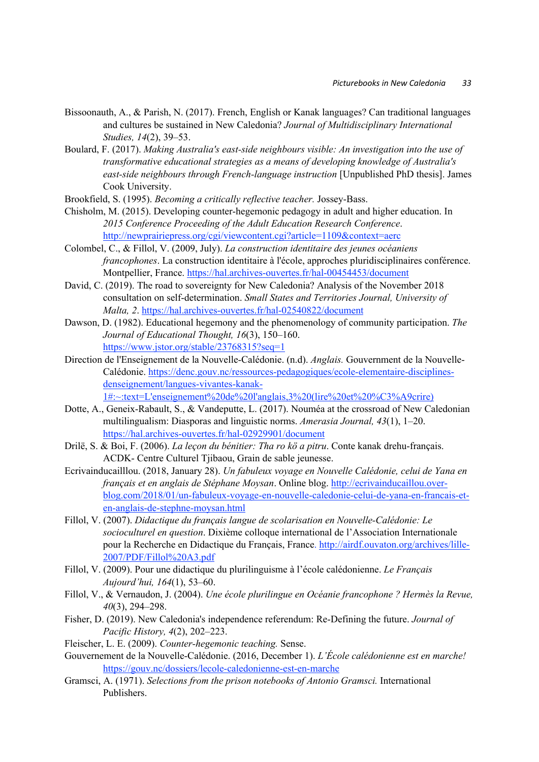Bissoonauth, A., & Parish, N. (2017). French, English or Kanak languages? Can traditional languages and cultures be sustained in New Caledonia? *Journal of Multidisciplinary International Studies, 14*(2), 39–53.

Boulard, F. (2017). *Making Australia's east-side neighbours visible: An investigation into the use of transformative educational strategies as a means of developing knowledge of Australia's east-side neighbours through French-language instruction* [Unpublished PhD thesis]. James Cook University.

Brookfield, S. (1995). *Becoming a critically reflective teacher.* Jossey-Bass.

Chisholm, M. (2015). Developing counter-hegemonic pedagogy in adult and higher education. In *2015 Conference Proceeding of the Adult Education Research Conference*. http://newprairiepress.org/cgi/viewcontent.cgi?article=1109&context=aerc

Colombel, C., & Fillol, V. (2009, July). *La construction identitaire des jeunes océaniens francophones*. La construction identitaire à l'école, approches pluridisciplinaires conférence. Montpellier, France. https://hal.archives-ouvertes.fr/hal-00454453/document

David, C. (2019). The road to sovereignty for New Caledonia? Analysis of the November 2018 consultation on self-determination. *Small States and Territories Journal, University of Malta, 2*. https://hal.archives-ouvertes.fr/hal-02540822/document

Dawson, D. (1982). Educational hegemony and the phenomenology of community participation. *The Journal of Educational Thought, 16*(3), 150–160. https://www.jstor.org/stable/23768315?seq=1

Direction de l'Enseignement de la Nouvelle-Calédonie. (n.d). *Anglais.* Gouvernment de la Nouvelle-Calédonie. https://denc.gouv.nc/ressources-pedagogiques/ecole-elementaire-disciplines-denseignement/langues-vivantes-kanak-1#:~:text=L'enseignement%20de%20l'anglais,3%20(lire%20et%20%C3%A9crire)

Dotte, A., Geneix-Rabault, S., & Vandeputte, L. (2017). Nouméa at the crossroad of New Caledonian multilingualism: Diasporas and linguistic norms. *Amerasia Journal, 43*(1), 1–20. https://hal.archives-ouvertes.fr/hal-02929901/document

Drilë, S. & Boi, F. (2006). *La leçon du bénitier: Tha ro kö a pitru*. Conte kanak drehu-français. ACDK- Centre Culturel Tjibaou, Grain de sable jeunesse.

Ecrivainducailllou. (2018, January 28). *Un fabuleux voyage en Nouvelle Calédonie, celui de Yana en français et en anglais de Stéphane Moysan*. Online blog. http://ecrivainducaillou.over-blog.com/2018/01/un-fabuleux-voyage-en-nouvelle-caledonie-celui-de-yana-en-francais-et-en-anglais-de-stephne-moysan.html

Fillol, V. (2007). *Didactique du français langue de scolarisation en Nouvelle-Calédonie: Le socioculturel en question*. Dixième colloque international de l'Association Internationale pour la Recherche en Didactique du Français, France. http://airdf.ouvaton.org/archives/lille-2007/PDF/Fillol%20A3.pdf

Fillol, V. (2009). Pour une didactique du plurilinguisme à l'école calédonienne. *Le Français Aujourd'hui, 164*(1), 53–60.

Fillol, V., & Vernaudon, J. (2004). *Une école plurilingue en Océanie francophone ? Hermès la Revue, 40*(3), 294–298.

Fisher, D. (2019). New Caledonia's independence referendum: Re-Defining the future. *Journal of Pacific History, 4*(2), 202–223.

Fleischer, L. E. (2009). *Counter-hegemonic teaching.* Sense.

Gouvernement de la Nouvelle-Calédonie. (2016, December 1). *L'École calédonienne est en marche!* https://gouv.nc/dossiers/lecole-caledonienne-est-en-marche

Gramsci, A. (1971). *Selections from the prison notebooks of Antonio Gramsci.* International Publishers.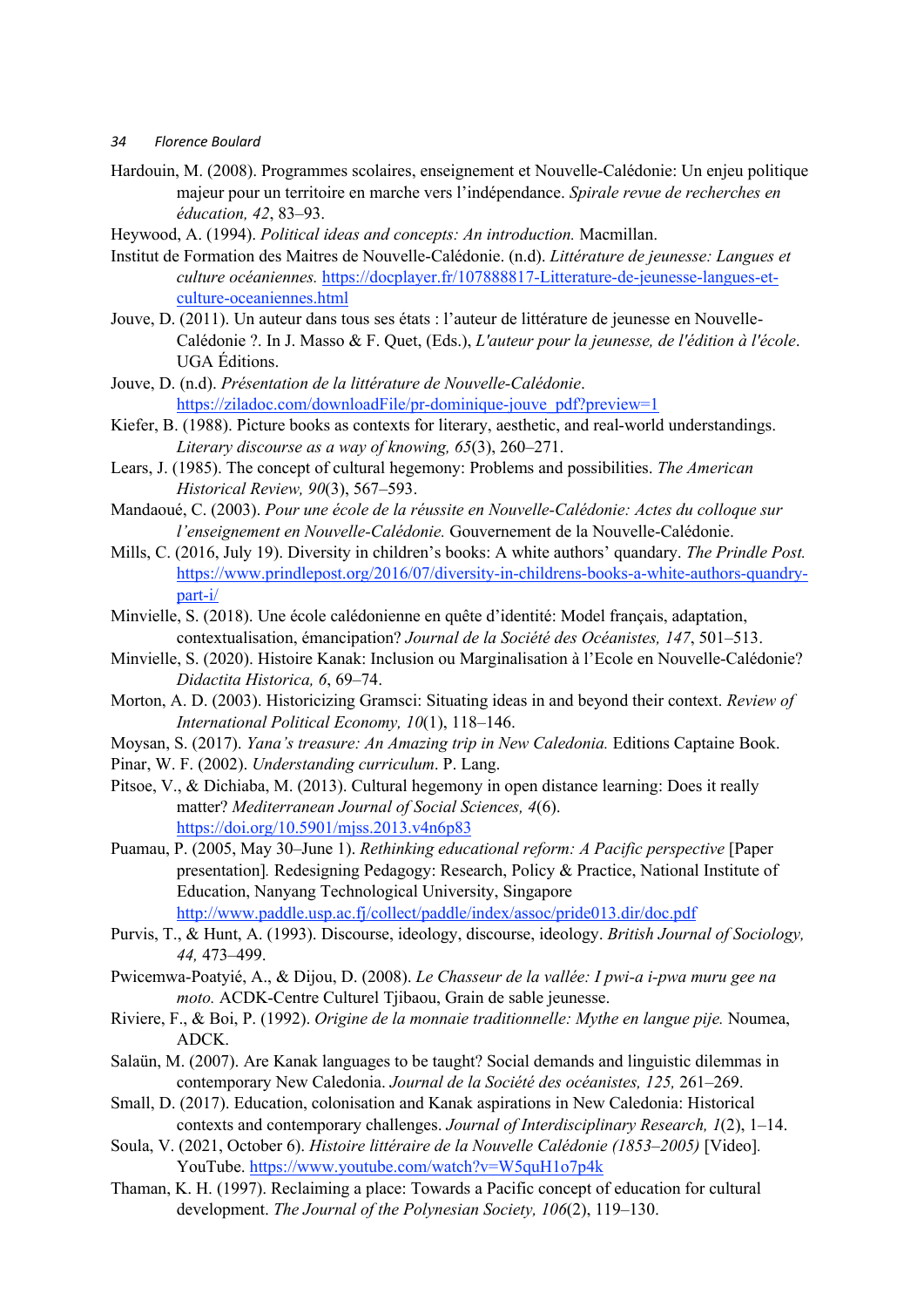Hardouin, M. (2008). Programmes scolaires, enseignement et Nouvelle-Calédonie: Un enjeu politique majeur pour un territoire en marche vers l'indépendance. *Spirale revue de recherches en éducation, 42*, 83–93.

Heywood, A. (1994). *Political ideas and concepts: An introduction.* Macmillan.

Institut de Formation des Maitres de Nouvelle-Calédonie. (n.d). *Littérature de jeunesse: Langues et culture océaniennes.* https://docplayer.fr/107888817-Litterature-de-jeunesse-langues-et-culture-oceaniennes.html

Jouve, D. (2011). Un auteur dans tous ses états : l'auteur de littérature de jeunesse en Nouvelle-Calédonie ?. In J. Masso & F. Quet, (Eds.), *L'auteur pour la jeunesse, de l'édition à l'école*. UGA Éditions.

Jouve, D. (n.d). *Présentation de la littérature de Nouvelle-Calédonie*. https://ziladoc.com/downloadFile/pr-dominique-jouve_pdf?preview=1

Kiefer, B. (1988). Picture books as contexts for literary, aesthetic, and real-world understandings. *Literary discourse as a way of knowing, 65*(3), 260–271.

Lears, J. (1985). The concept of cultural hegemony: Problems and possibilities. *The American Historical Review, 90*(3), 567–593.

Mandaoué, C. (2003). *Pour une école de la réussite en Nouvelle-Calédonie: Actes du colloque sur l'enseignement en Nouvelle-Calédonie.* Gouvernement de la Nouvelle-Calédonie.

Mills, C. (2016, July 19). Diversity in children's books: A white authors' quandary. *The Prindle Post.* https://www.prindlepost.org/2016/07/diversity-in-childrens-books-a-white-authors-quandry-part-i/

Minvielle, S. (2018). Une école calédonienne en quête d'identité: Model français, adaptation, contextualisation, émancipation? *Journal de la Société des Océanistes, 147*, 501–513.

Minvielle, S. (2020). Histoire Kanak: Inclusion ou Marginalisation à l'Ecole en Nouvelle-Calédonie? *Didactita Historica, 6*, 69–74.

Morton, A. D. (2003). Historicizing Gramsci: Situating ideas in and beyond their context. *Review of International Political Economy, 10*(1), 118–146.

Moysan, S. (2017). *Yana's treasure: An Amazing trip in New Caledonia.* Editions Captaine Book.

Pinar, W. F. (2002). *Understanding curriculum*. P. Lang.

Pitsoe, V., & Dichiaba, M. (2013). Cultural hegemony in open distance learning: Does it really matter? *Mediterranean Journal of Social Sciences, 4*(6). https://doi.org/10.5901/mjss.2013.v4n6p83

Puamau, P. (2005, May 30–June 1). *Rethinking educational reform: A Pacific perspective* [Paper presentation]. Redesigning Pedagogy: Research, Policy & Practice, National Institute of Education, Nanyang Technological University, Singapore http://www.paddle.usp.ac.fj/collect/paddle/index/assoc/pride013.dir/doc.pdf

Purvis, T., & Hunt, A. (1993). Discourse, ideology, discourse, ideology. *British Journal of Sociology, 44,* 473–499.

Pwicemwa-Poatyié, A., & Dijou, D. (2008). *Le Chasseur de la vallée: I pwi-a i-pwa muru gee na moto.* ACDK-Centre Culturel Tjibaou, Grain de sable jeunesse.

Riviere, F., & Boi, P. (1992). *Origine de la monnaie traditionnelle: Mythe en langue pije.* Noumea, ADCK.

Salaün, M. (2007). Are Kanak languages to be taught? Social demands and linguistic dilemmas in contemporary New Caledonia. *Journal de la Société des océanistes, 125,* 261–269.

Small, D. (2017). Education, colonisation and Kanak aspirations in New Caledonia: Historical contexts and contemporary challenges. *Journal of Interdisciplinary Research, 1*(2), 1–14.

Soula, V. (2021, October 6). *Histoire littéraire de la Nouvelle Calédonie (1853–2005)* [Video]. YouTube. https://www.youtube.com/watch?v=W5quH1o7p4k

Thaman, K. H. (1997). Reclaiming a place: Towards a Pacific concept of education for cultural development. *The Journal of the Polynesian Society, 106*(2), 119–130.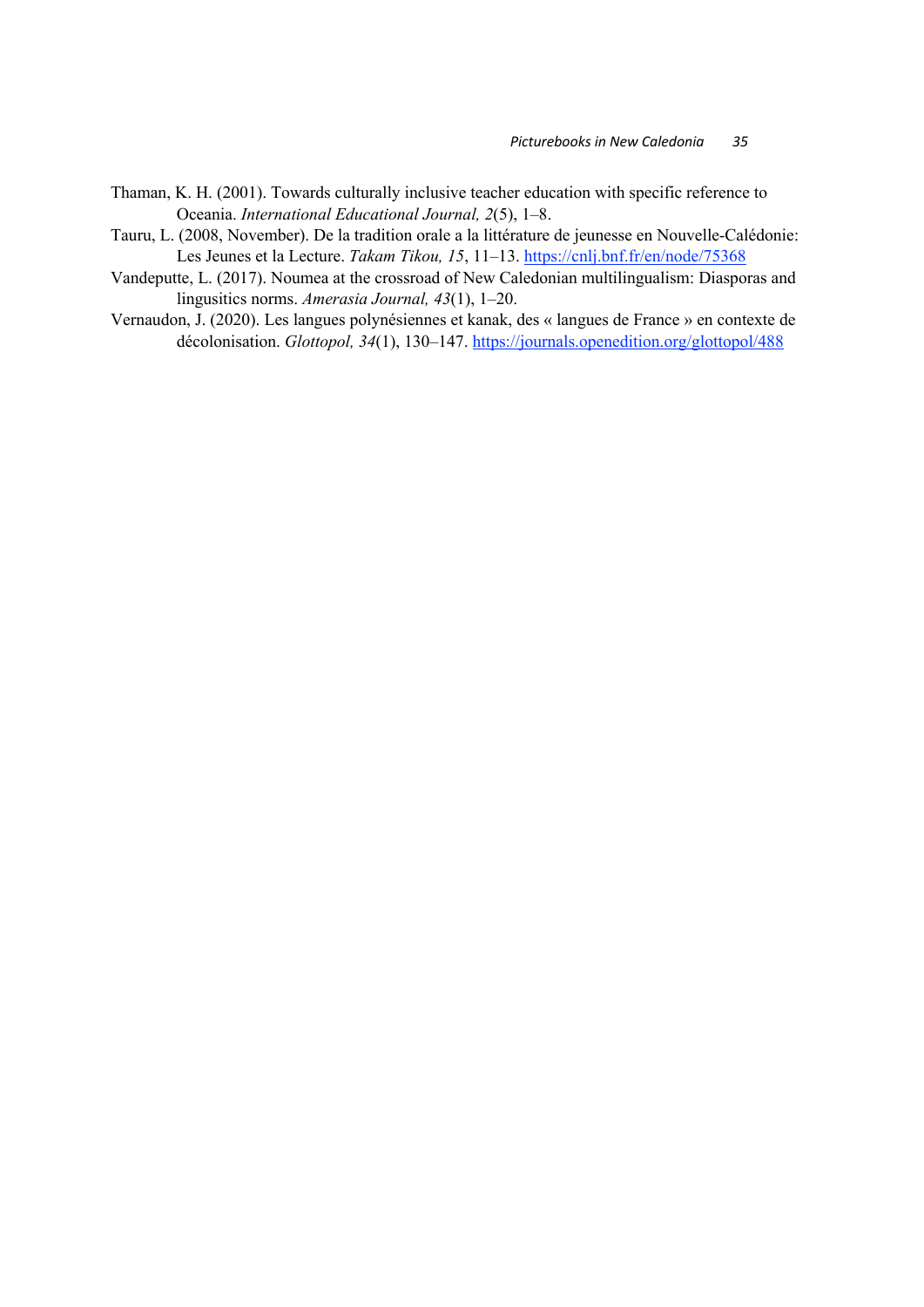Thaman, K. H. (2001). Towards culturally inclusive teacher education with specific reference to Oceania. *International Educational Journal, 2*(5), 1–8.

Tauru, L. (2008, November). De la tradition orale a la littérature de jeunesse en Nouvelle-Calédonie: Les Jeunes et la Lecture. *Takam Tikou, 15*, 11–13. https://cnlj.bnf.fr/en/node/75368

Vandeputte, L. (2017). Noumea at the crossroad of New Caledonian multilingualism: Diasporas and lingusitics norms. *Amerasia Journal, 43*(1), 1–20.

Vernaudon, J. (2020). Les langues polynésiennes et kanak, des « langues de France » en contexte de décolonisation. *Glottopol, 34*(1), 130–147. https://journals.openedition.org/glottopol/488